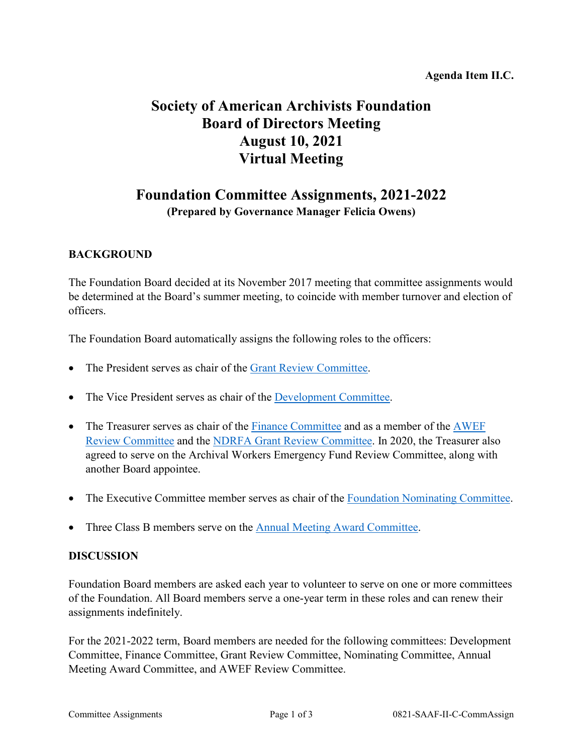**Agenda Item II.C.**

# Society of American Archivists Foundation
# Board of Directors Meeting
# August 10, 2021
# Virtual Meeting

## Foundation Committee Assignments, 2021-2022

**(Prepared by Governance Manager Felicia Owens)**

### BACKGROUND

The Foundation Board decided at its November 2017 meeting that committee assignments would be determined at the Board's summer meeting, to coincide with member turnover and election of officers.

The Foundation Board automatically assigns the following roles to the officers:

- The President serves as chair of the Grant Review Committee.
- The Vice President serves as chair of the Development Committee.
- The Treasurer serves as chair of the Finance Committee and as a member of the AWEF Review Committee and the NDRFA Grant Review Committee. In 2020, the Treasurer also agreed to serve on the Archival Workers Emergency Fund Review Committee, along with another Board appointee.
- The Executive Committee member serves as chair of the Foundation Nominating Committee.
- Three Class B members serve on the Annual Meeting Award Committee.

### DISCUSSION

Foundation Board members are asked each year to volunteer to serve on one or more committees of the Foundation. All Board members serve a one-year term in these roles and can renew their assignments indefinitely.

For the 2021-2022 term, Board members are needed for the following committees: Development Committee, Finance Committee, Grant Review Committee, Nominating Committee, Annual Meeting Award Committee, and AWEF Review Committee.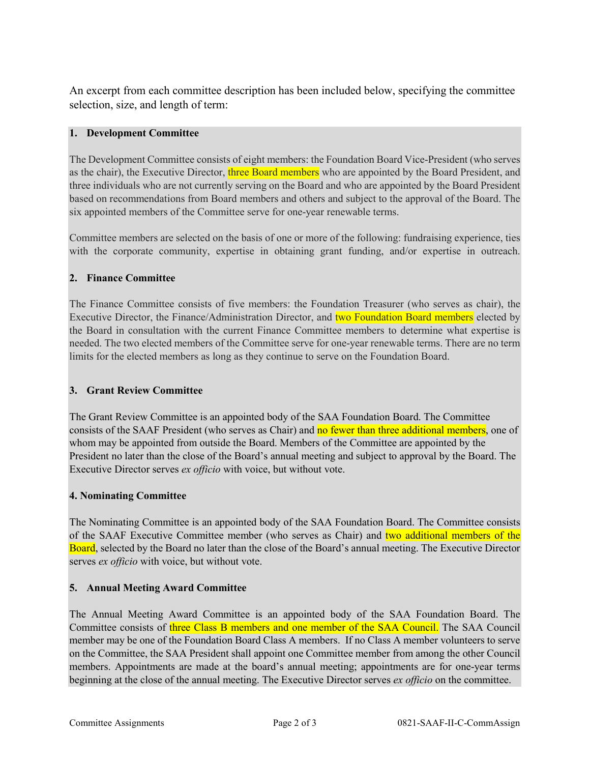An excerpt from each committee description has been included below, specifying the committee selection, size, and length of term:

**1. Development Committee**

The Development Committee consists of eight members: the Foundation Board Vice-President (who serves as the chair), the Executive Director, three Board members who are appointed by the Board President, and three individuals who are not currently serving on the Board and who are appointed by the Board President based on recommendations from Board members and others and subject to the approval of the Board. The six appointed members of the Committee serve for one-year renewable terms.

Committee members are selected on the basis of one or more of the following: fundraising experience, ties with the corporate community, expertise in obtaining grant funding, and/or expertise in outreach.

**2. Finance Committee**

The Finance Committee consists of five members: the Foundation Treasurer (who serves as chair), the Executive Director, the Finance/Administration Director, and two Foundation Board members elected by the Board in consultation with the current Finance Committee members to determine what expertise is needed. The two elected members of the Committee serve for one-year renewable terms. There are no term limits for the elected members as long as they continue to serve on the Foundation Board.

**3. Grant Review Committee**

The Grant Review Committee is an appointed body of the SAA Foundation Board. The Committee consists of the SAAF President (who serves as Chair) and no fewer than three additional members, one of whom may be appointed from outside the Board. Members of the Committee are appointed by the President no later than the close of the Board's annual meeting and subject to approval by the Board. The Executive Director serves *ex officio* with voice, but without vote.

**4. Nominating Committee**

The Nominating Committee is an appointed body of the SAA Foundation Board. The Committee consists of the SAAF Executive Committee member (who serves as Chair) and two additional members of the Board, selected by the Board no later than the close of the Board's annual meeting. The Executive Director serves *ex officio* with voice, but without vote.

**5. Annual Meeting Award Committee**

The Annual Meeting Award Committee is an appointed body of the SAA Foundation Board. The Committee consists of three Class B members and one member of the SAA Council. The SAA Council member may be one of the Foundation Board Class A members. If no Class A member volunteers to serve on the Committee, the SAA President shall appoint one Committee member from among the other Council members. Appointments are made at the board's annual meeting; appointments are for one-year terms beginning at the close of the annual meeting. The Executive Director serves *ex officio* on the committee.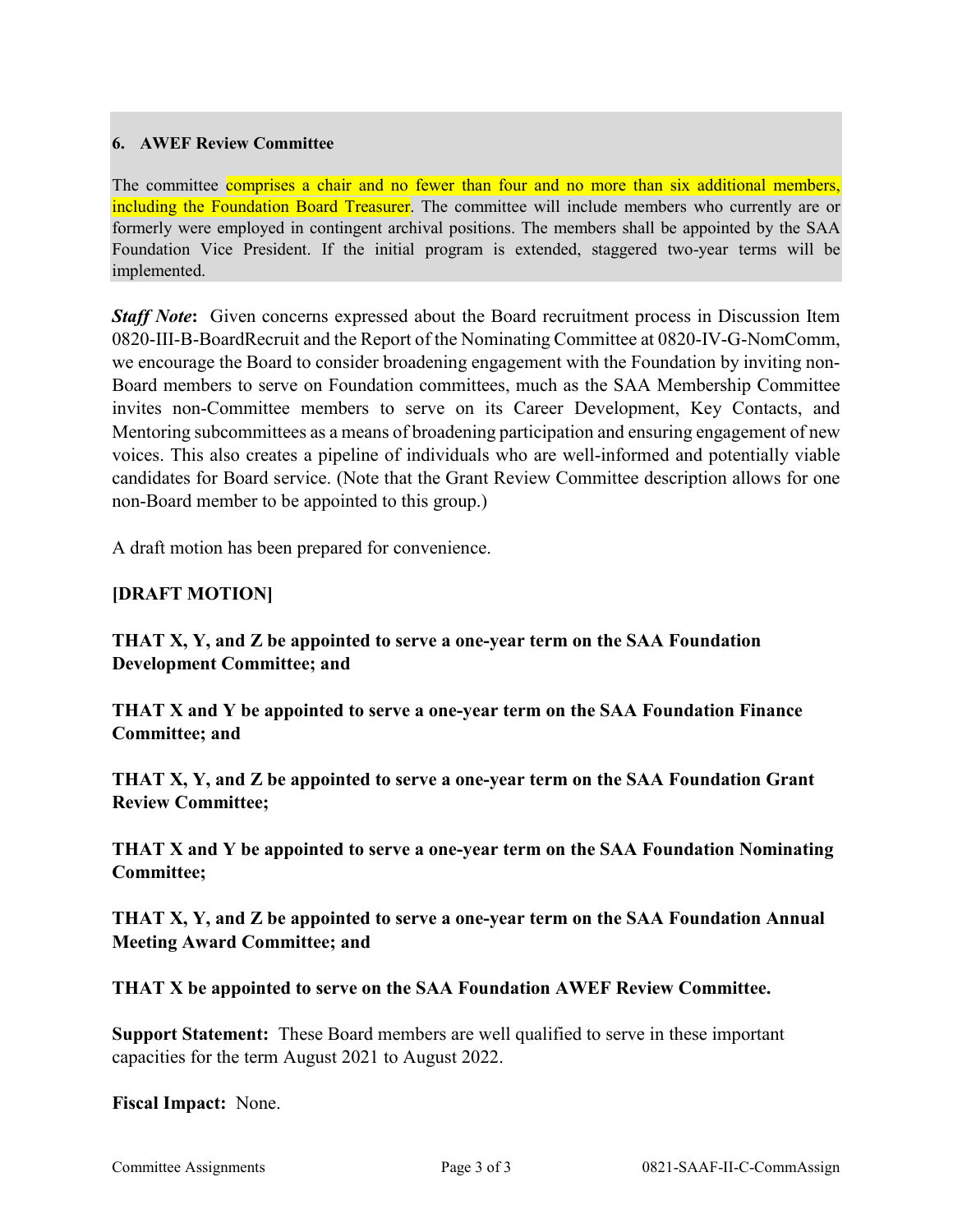**6. AWEF Review Committee**

The committee comprises a chair and no fewer than four and no more than six additional members, including the Foundation Board Treasurer. The committee will include members who currently are or formerly were employed in contingent archival positions. The members shall be appointed by the SAA Foundation Vice President. If the initial program is extended, staggered two-year terms will be implemented.

***Staff Note*:** Given concerns expressed about the Board recruitment process in Discussion Item 0820-III-B-BoardRecruit and the Report of the Nominating Committee at 0820-IV-G-NomComm, we encourage the Board to consider broadening engagement with the Foundation by inviting non-Board members to serve on Foundation committees, much as the SAA Membership Committee invites non-Committee members to serve on its Career Development, Key Contacts, and Mentoring subcommittees as a means of broadening participation and ensuring engagement of new voices. This also creates a pipeline of individuals who are well-informed and potentially viable candidates for Board service. (Note that the Grant Review Committee description allows for one non-Board member to be appointed to this group.)

A draft motion has been prepared for convenience.

**[DRAFT MOTION]**

**THAT X, Y, and Z be appointed to serve a one-year term on the SAA Foundation Development Committee; and**

**THAT X and Y be appointed to serve a one-year term on the SAA Foundation Finance Committee; and**

**THAT X, Y, and Z be appointed to serve a one-year term on the SAA Foundation Grant Review Committee;**

**THAT X and Y be appointed to serve a one-year term on the SAA Foundation Nominating Committee;**

**THAT X, Y, and Z be appointed to serve a one-year term on the SAA Foundation Annual Meeting Award Committee; and**

**THAT X be appointed to serve on the SAA Foundation AWEF Review Committee.**

**Support Statement:** These Board members are well qualified to serve in these important capacities for the term August 2021 to August 2022.

**Fiscal Impact:** None.